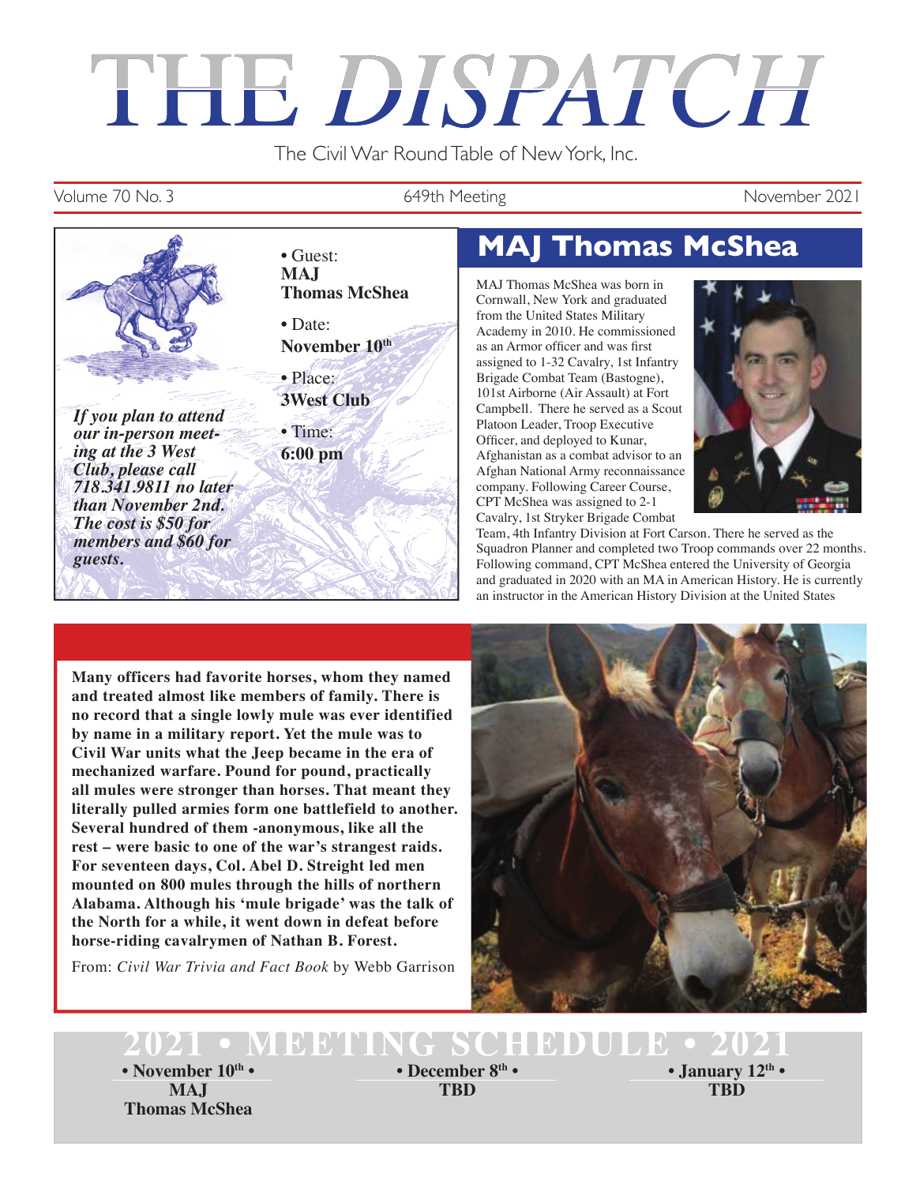# THE DISPATCH

The Civil War Round Table of New York, Inc.

Volume 70 No. 3 | 649th Meeting | November 2021

- Guest: **MAJ Thomas McShea**
- Date: **November 10th**
- Place: **3West Club**
- Time: **6:00 pm**

***If you plan to attend our in-person meeting at the 3 West Club, please call 718.341.9811 no later than November 2nd. The cost is $50 for members and $60 for guests.***

## MAJ Thomas McShea

MAJ Thomas McShea was born in Cornwall, New York and graduated from the United States Military Academy in 2010. He commissioned as an Armor officer and was first assigned to 1-32 Cavalry, 1st Infantry Brigade Combat Team (Bastogne), 101st Airborne (Air Assault) at Fort Campbell. There he served as a Scout Platoon Leader, Troop Executive Officer, and deployed to Kunar, Afghanistan as a combat advisor to an Afghan National Army reconnaissance company. Following Career Course, CPT McShea was assigned to 2-1 Cavalry, 1st Stryker Brigade Combat Team, 4th Infantry Division at Fort Carson. There he served as the Squadron Planner and completed two Troop commands over 22 months. Following command, CPT McShea entered the University of Georgia and graduated in 2020 with an MA in American History. He is currently an instructor in the American History Division at the United States

**Many officers had favorite horses, whom they named and treated almost like members of family. There is no record that a single lowly mule was ever identified by name in a military report. Yet the mule was to Civil War units what the Jeep became in the era of mechanized warfare. Pound for pound, practically all mules were stronger than horses. That meant they literally pulled armies form one battlefield to another. Several hundred of them -anonymous, like all the rest – were basic to one of the war's strangest raids. For seventeen days, Col. Abel D. Streight led men mounted on 800 mules through the hills of northern Alabama. Although his 'mule brigade' was the talk of the North for a while, it went down in defeat before horse-riding cavalrymen of Nathan B. Forest.**

From: *Civil War Trivia and Fact Book* by Webb Garrison

## 2021 • MEETING SCHEDULE • 2021

| • November 10th • | • December 8th • | • January 12th • |
|---|---|---|
| MAJ Thomas McShea | TBD | TBD |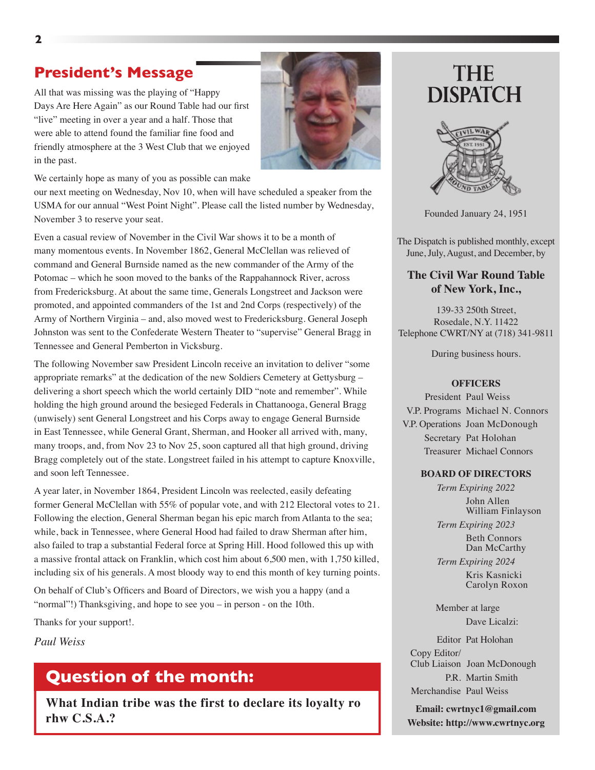## President's Message

All that was missing was the playing of "Happy Days Are Here Again" as our Round Table had our first "live" meeting in over a year and a half. Those that were able to attend found the familiar fine food and friendly atmosphere at the 3 West Club that we enjoyed in the past.

We certainly hope as many of you as possible can make our next meeting on Wednesday, Nov 10, when will have scheduled a speaker from the USMA for our annual "West Point Night". Please call the listed number by Wednesday, November 3 to reserve your seat.

Even a casual review of November in the Civil War shows it to be a month of many momentous events. In November 1862, General McClellan was relieved of command and General Burnside named as the new commander of the Army of the Potomac – which he soon moved to the banks of the Rappahannock River, across from Fredericksburg. At about the same time, Generals Longstreet and Jackson were promoted, and appointed commanders of the 1st and 2nd Corps (respectively) of the Army of Northern Virginia – and, also moved west to Fredericksburg. General Joseph Johnston was sent to the Confederate Western Theater to "supervise" General Bragg in Tennessee and General Pemberton in Vicksburg.

The following November saw President Lincoln receive an invitation to deliver "some appropriate remarks" at the dedication of the new Soldiers Cemetery at Gettysburg – delivering a short speech which the world certainly DID "note and remember". While holding the high ground around the besieged Federals in Chattanooga, General Bragg (unwisely) sent General Longstreet and his Corps away to engage General Burnside in East Tennessee, while General Grant, Sherman, and Hooker all arrived with, many, many troops, and, from Nov 23 to Nov 25, soon captured all that high ground, driving Bragg completely out of the state. Longstreet failed in his attempt to capture Knoxville, and soon left Tennessee.

A year later, in November 1864, President Lincoln was reelected, easily defeating former General McClellan with 55% of popular vote, and with 212 Electoral votes to 21. Following the election, General Sherman began his epic march from Atlanta to the sea; while, back in Tennessee, where General Hood had failed to draw Sherman after him, also failed to trap a substantial Federal force at Spring Hill. Hood followed this up with a massive frontal attack on Franklin, which cost him about 6,500 men, with 1,750 killed, including six of his generals. A most bloody way to end this month of key turning points.

On behalf of Club's Officers and Board of Directors, we wish you a happy (and a "normal"!) Thanksgiving, and hope to see you – in person - on the 10th.

Thanks for your support!.

*Paul Weiss*

## Question of the month:

**What Indian tribe was the first to declare its loyalty ro rhw C.S.A.?**

# THE DISPATCH

Founded January 24, 1951

The Dispatch is published monthly, except June, July, August, and December, by

**The Civil War Round Table of New York, Inc.,**

139-33 250th Street,
Rosedale, N.Y. 11422
Telephone CWRT/NY at (718) 341-9811

During business hours.

**OFFICERS**

President Paul Weiss
V.P. Programs Michael N. Connors
V.P. Operations Joan McDonough
Secretary Pat Holohan
Treasurer Michael Connors

**BOARD OF DIRECTORS**

*Term Expiring 2022*
John Allen
William Finlayson

*Term Expiring 2023*
Beth Connors
Dan McCarthy

*Term Expiring 2024*
Kris Kasnicki
Carolyn Roxon

Member at large
Dave Licalzi:

Editor Pat Holohan
Copy Editor/ Club Liaison Joan McDonough
P.R. Martin Smith
Merchandise Paul Weiss

**Email: cwrtnyc1@gmail.com**
**Website: http://www.cwrtnyc.org**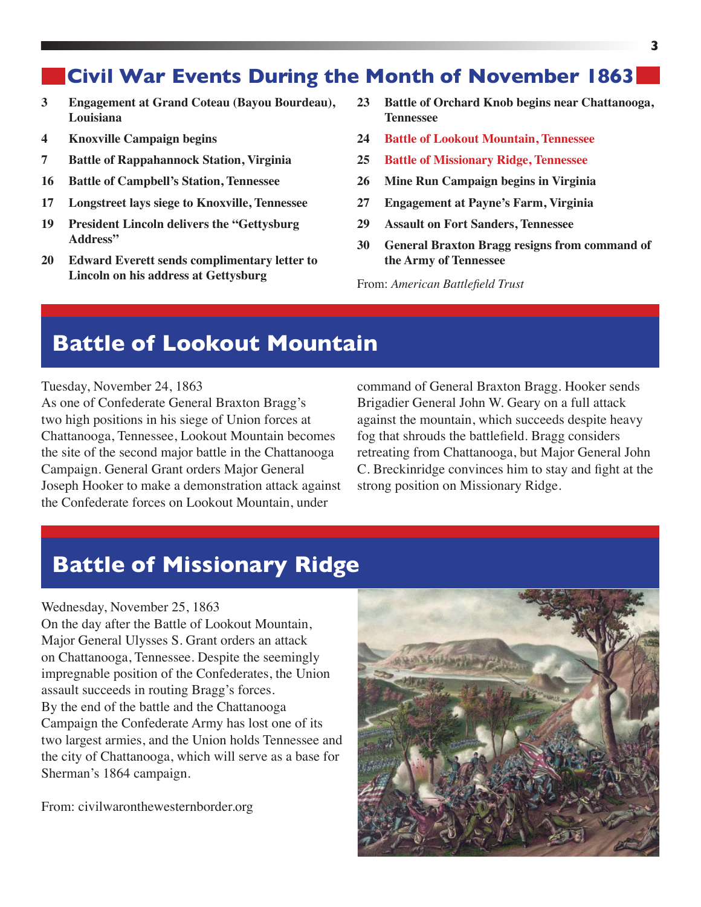## Civil War Events During the Month of November 1863

- **3** **Engagement at Grand Coteau (Bayou Bourdeau), Louisiana**
- **4** **Knoxville Campaign begins**
- **7** **Battle of Rappahannock Station, Virginia**
- **16** **Battle of Campbell's Station, Tennessee**
- **17** **Longstreet lays siege to Knoxville, Tennessee**
- **19** **President Lincoln delivers the "Gettysburg Address"**
- **20** **Edward Everett sends complimentary letter to Lincoln on his address at Gettysburg**
- **23** **Battle of Orchard Knob begins near Chattanooga, Tennessee**
- **24** **Battle of Lookout Mountain, Tennessee**
- **25** **Battle of Missionary Ridge, Tennessee**
- **26** **Mine Run Campaign begins in Virginia**
- **27** **Engagement at Payne's Farm, Virginia**
- **29** **Assault on Fort Sanders, Tennessee**
- **30** **General Braxton Bragg resigns from command of the Army of Tennessee**

From: *American Battlefield Trust*

## Battle of Lookout Mountain

Tuesday, November 24, 1863

As one of Confederate General Braxton Bragg's two high positions in his siege of Union forces at Chattanooga, Tennessee, Lookout Mountain becomes the site of the second major battle in the Chattanooga Campaign. General Grant orders Major General Joseph Hooker to make a demonstration attack against the Confederate forces on Lookout Mountain, under command of General Braxton Bragg. Hooker sends Brigadier General John W. Geary on a full attack against the mountain, which succeeds despite heavy fog that shrouds the battlefield. Bragg considers retreating from Chattanooga, but Major General John C. Breckinridge convinces him to stay and fight at the strong position on Missionary Ridge.

## Battle of Missionary Ridge

Wednesday, November 25, 1863

On the day after the Battle of Lookout Mountain, Major General Ulysses S. Grant orders an attack on Chattanooga, Tennessee. Despite the seemingly impregnable position of the Confederates, the Union assault succeeds in routing Bragg's forces.

By the end of the battle and the Chattanooga Campaign the Confederate Army has lost one of its two largest armies, and the Union holds Tennessee and the city of Chattanooga, which will serve as a base for Sherman's 1864 campaign.

From: civilwaronthewesternborder.org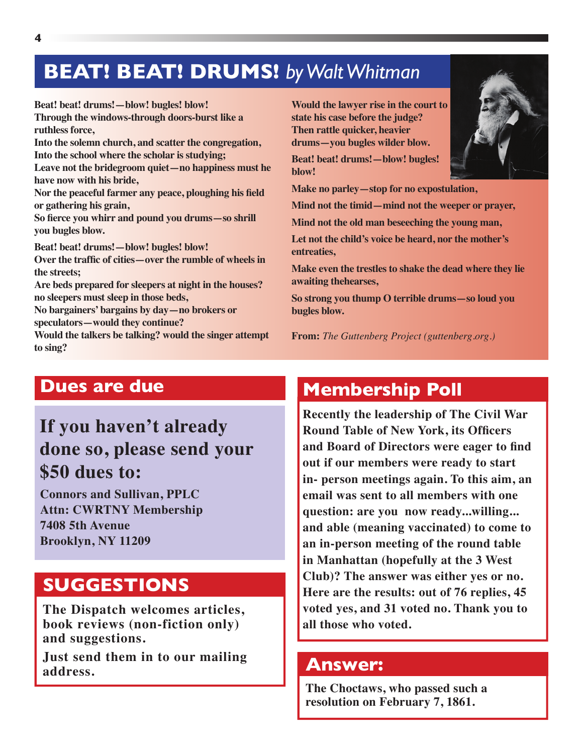# BEAT! BEAT! DRUMS! *by Walt Whitman*

**Beat! beat! drums!—blow! bugles! blow!**
**Through the windows-through doors-burst like a ruthless force,**
**Into the solemn church, and scatter the congregation,**
**Into the school where the scholar is studying;**
**Leave not the bridegroom quiet—no happiness must he have now with his bride,**
**Nor the peaceful farmer any peace, ploughing his field or gathering his grain,**
**So fierce you whirr and pound you drums—so shrill you bugles blow.**

**Beat! beat! drums!—blow! bugles! blow!**
**Over the traffic of cities—over the rumble of wheels in the streets;**
**Are beds prepared for sleepers at night in the houses? no sleepers must sleep in those beds,**
**No bargainers' bargains by day—no brokers or speculators—would they continue?**
**Would the talkers be talking? would the singer attempt to sing?**
**Would the lawyer rise in the court to state his case before the judge?**
**Then rattle quicker, heavier drums—you bugles wilder blow.**

**Beat! beat! drums!—blow! bugles! blow!**

**Make no parley—stop for no expostulation,**

**Mind not the timid—mind not the weeper or prayer,**

**Mind not the old man beseeching the young man,**

**Let not the child's voice be heard, nor the mother's entreaties,**

**Make even the trestles to shake the dead where they lie awaiting thehearses,**

**So strong you thump O terrible drums—so loud you bugles blow.**

**From:** *The Guttenberg Project (guttenberg.org.)*

## Dues are due

**If you haven't already done so, please send your $50 dues to:**

**Connors and Sullivan, PPLC**
**Attn: CWRTNY Membership**
**7408 5th Avenue**
**Brooklyn, NY 11209**

## SUGGESTIONS

**The Dispatch welcomes articles, book reviews (non-fiction only) and suggestions.**

**Just send them in to our mailing address.**

## Membership Poll

**Recently the leadership of The Civil War Round Table of New York, its Officers and Board of Directors were eager to find out if our members were ready to start in- person meetings again. To this aim, an email was sent to all members with one question: are you now ready...willing... and able (meaning vaccinated) to come to an in-person meeting of the round table in Manhattan (hopefully at the 3 West Club)? The answer was either yes or no. Here are the results: out of 76 replies, 45 voted yes, and 31 voted no. Thank you to all those who voted.**

## Answer:

**The Choctaws, who passed such a resolution on February 7, 1861.**